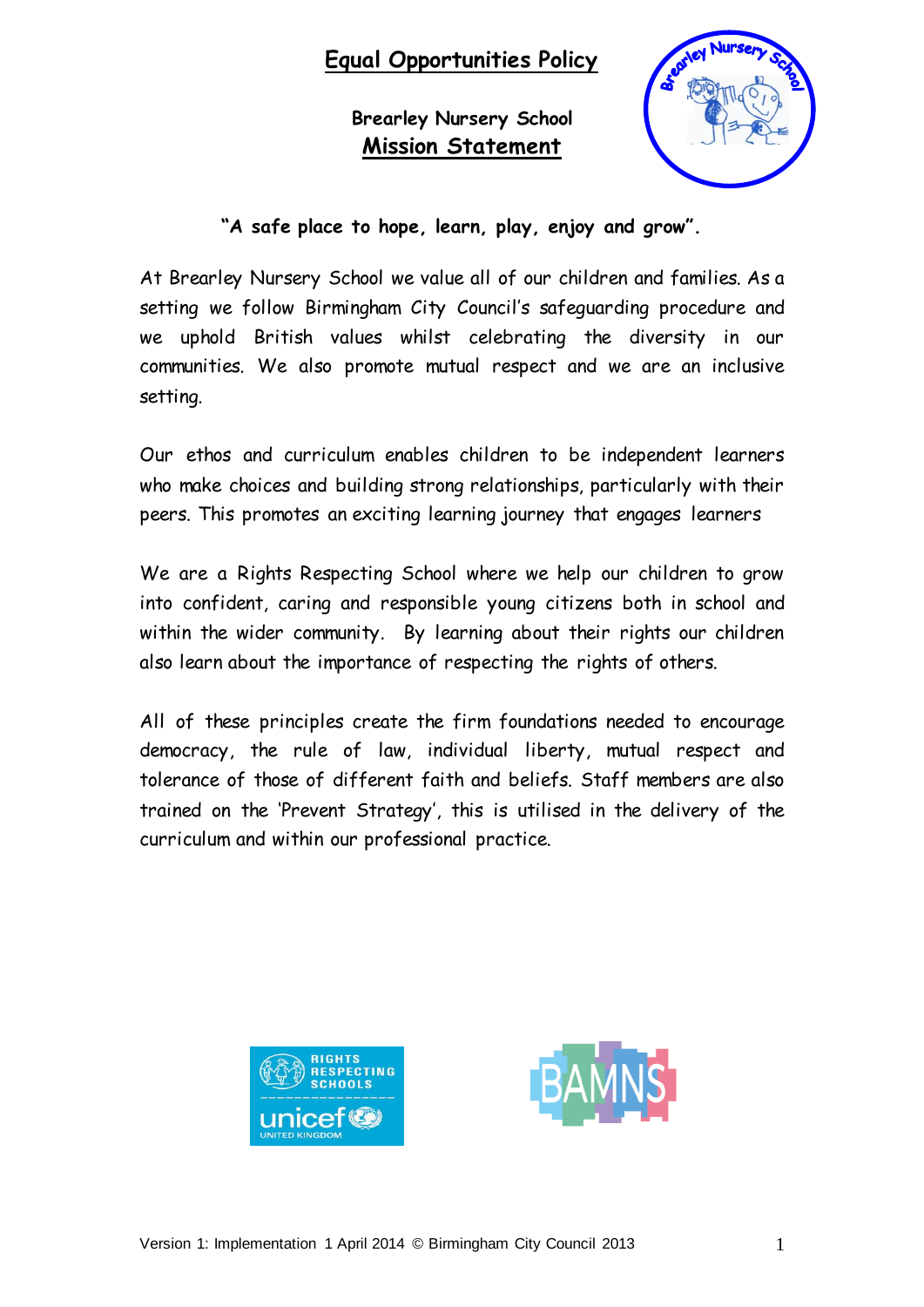# Equal Opportunities Policy

## Brearley Nursery School
## Mission Statement

**"A safe place to hope, learn, play, enjoy and grow".**

At Brearley Nursery School we value all of our children and families. As a setting we follow Birmingham City Council's safeguarding procedure and we uphold British values whilst celebrating the diversity in our communities. We also promote mutual respect and we are an inclusive setting.

Our ethos and curriculum enables children to be independent learners who make choices and building strong relationships, particularly with their peers. This promotes an exciting learning journey that engages learners

We are a Rights Respecting School where we help our children to grow into confident, caring and responsible young citizens both in school and within the wider community. By learning about their rights our children also learn about the importance of respecting the rights of others.

All of these principles create the firm foundations needed to encourage democracy, the rule of law, individual liberty, mutual respect and tolerance of those of different faith and beliefs. Staff members are also trained on the 'Prevent Strategy', this is utilised in the delivery of the curriculum and within our professional practice.

RIGHTS RESPECTING SCHOOLS unicef UNITED KINGDOM

BAMNS

Version 1: Implementation 1 April 2014 © Birmingham City Council 2013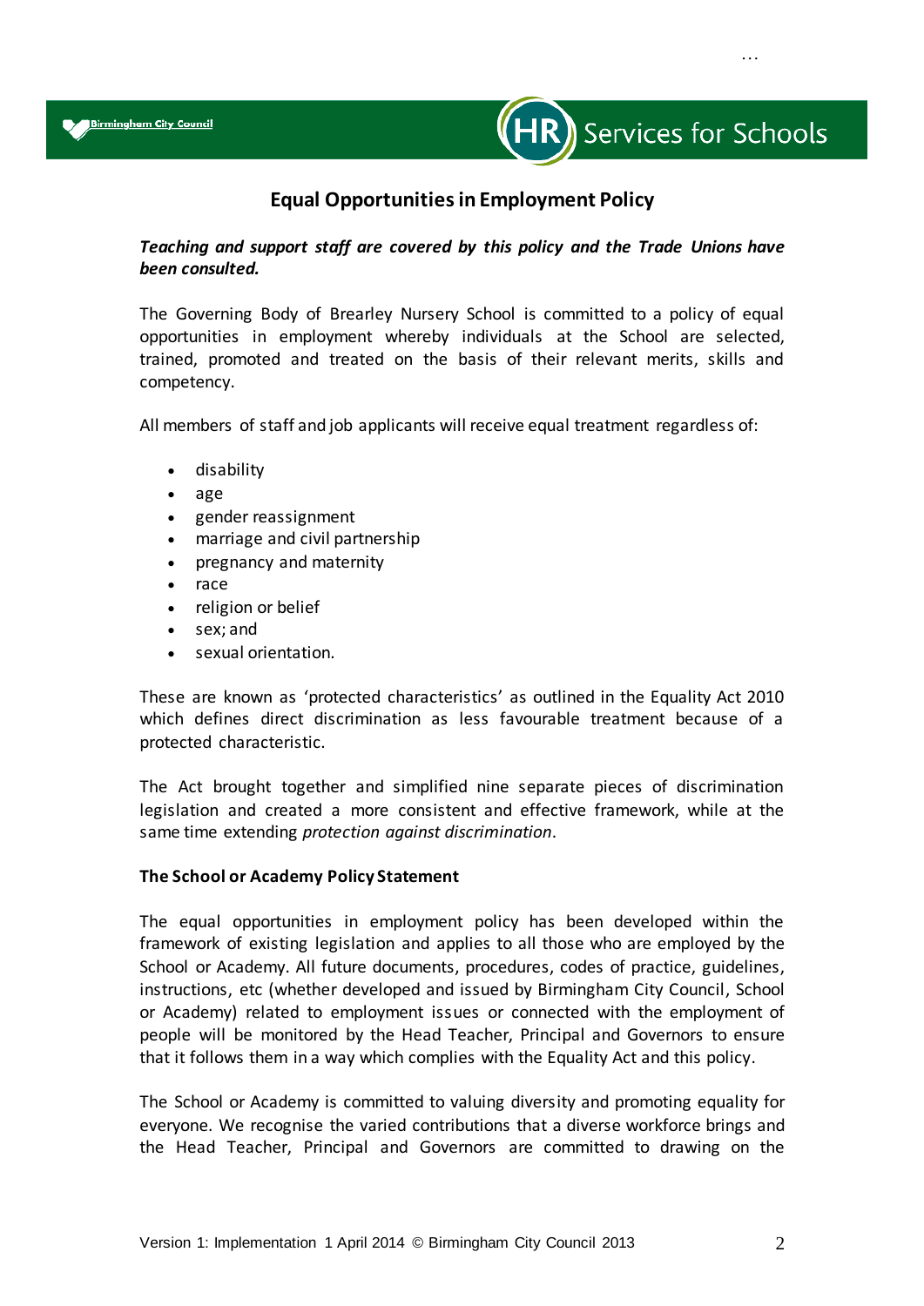# Equal Opportunities in Employment Policy

***Teaching and support staff are covered by this policy and the Trade Unions have been consulted.***

The Governing Body of Brearley Nursery School is committed to a policy of equal opportunities in employment whereby individuals at the School are selected, trained, promoted and treated on the basis of their relevant merits, skills and competency.

All members of staff and job applicants will receive equal treatment regardless of:

- disability
- age
- gender reassignment
- marriage and civil partnership
- pregnancy and maternity
- race
- religion or belief
- sex; and
- sexual orientation.

These are known as 'protected characteristics' as outlined in the Equality Act 2010 which defines direct discrimination as less favourable treatment because of a protected characteristic.

The Act brought together and simplified nine separate pieces of discrimination legislation and created a more consistent and effective framework, while at the same time extending *protection against discrimination*.

**The School or Academy Policy Statement**

The equal opportunities in employment policy has been developed within the framework of existing legislation and applies to all those who are employed by the School or Academy. All future documents, procedures, codes of practice, guidelines, instructions, etc (whether developed and issued by Birmingham City Council, School or Academy) related to employment issues or connected with the employment of people will be monitored by the Head Teacher, Principal and Governors to ensure that it follows them in a way which complies with the Equality Act and this policy.

The School or Academy is committed to valuing diversity and promoting equality for everyone. We recognise the varied contributions that a diverse workforce brings and the Head Teacher, Principal and Governors are committed to drawing on the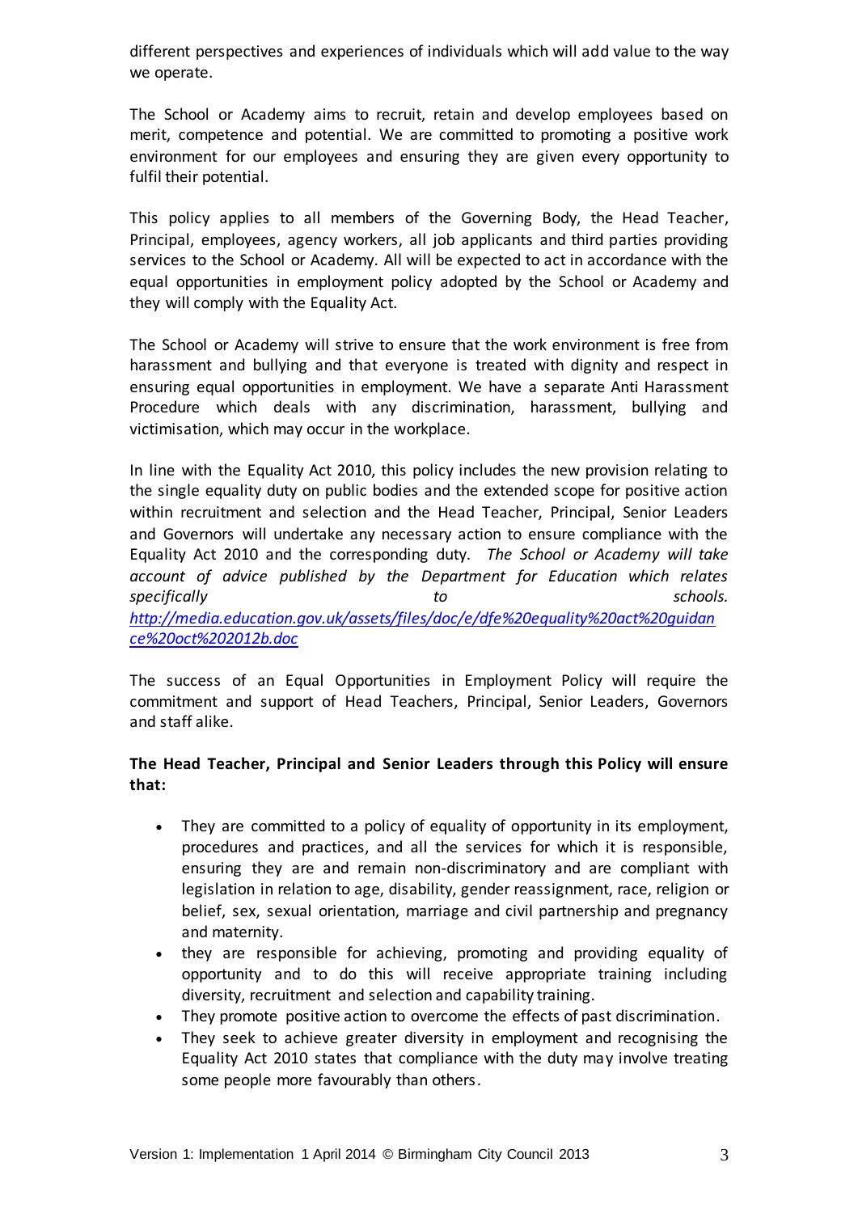different perspectives and experiences of individuals which will add value to the way we operate.

The School or Academy aims to recruit, retain and develop employees based on merit, competence and potential. We are committed to promoting a positive work environment for our employees and ensuring they are given every opportunity to fulfil their potential.

This policy applies to all members of the Governing Body, the Head Teacher, Principal, employees, agency workers, all job applicants and third parties providing services to the School or Academy. All will be expected to act in accordance with the equal opportunities in employment policy adopted by the School or Academy and they will comply with the Equality Act.

The School or Academy will strive to ensure that the work environment is free from harassment and bullying and that everyone is treated with dignity and respect in ensuring equal opportunities in employment. We have a separate Anti Harassment Procedure which deals with any discrimination, harassment, bullying and victimisation, which may occur in the workplace.

In line with the Equality Act 2010, this policy includes the new provision relating to the single equality duty on public bodies and the extended scope for positive action within recruitment and selection and the Head Teacher, Principal, Senior Leaders and Governors will undertake any necessary action to ensure compliance with the Equality Act 2010 and the corresponding duty. *The School or Academy will take account of advice published by the Department for Education which relates specifically to schools. http://media.education.gov.uk/assets/files/doc/e/dfe%20equality%20act%20guidance%20oct%202012b.doc*

The success of an Equal Opportunities in Employment Policy will require the commitment and support of Head Teachers, Principal, Senior Leaders, Governors and staff alike.

**The Head Teacher, Principal and Senior Leaders through this Policy will ensure that:**

- They are committed to a policy of equality of opportunity in its employment, procedures and practices, and all the services for which it is responsible, ensuring they are and remain non-discriminatory and are compliant with legislation in relation to age, disability, gender reassignment, race, religion or belief, sex, sexual orientation, marriage and civil partnership and pregnancy and maternity.
- they are responsible for achieving, promoting and providing equality of opportunity and to do this will receive appropriate training including diversity, recruitment and selection and capability training.
- They promote positive action to overcome the effects of past discrimination.
- They seek to achieve greater diversity in employment and recognising the Equality Act 2010 states that compliance with the duty may involve treating some people more favourably than others.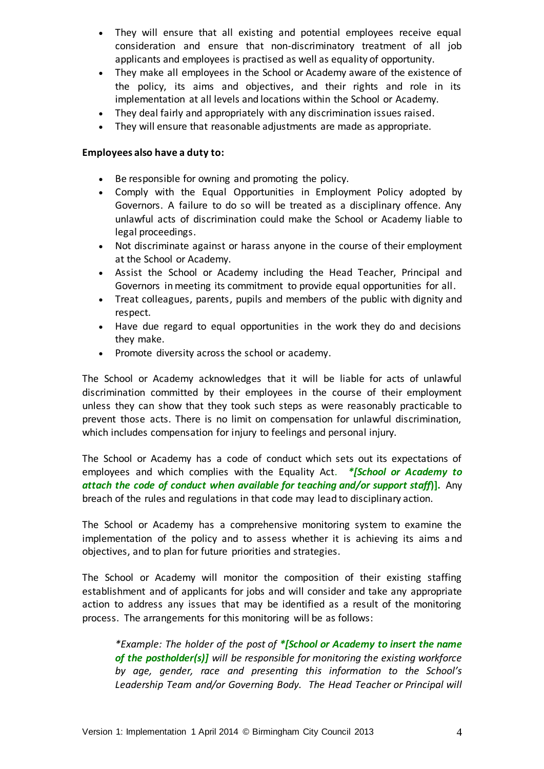- They will ensure that all existing and potential employees receive equal consideration and ensure that non-discriminatory treatment of all job applicants and employees is practised as well as equality of opportunity.
- They make all employees in the School or Academy aware of the existence of the policy, its aims and objectives, and their rights and role in its implementation at all levels and locations within the School or Academy.
- They deal fairly and appropriately with any discrimination issues raised.
- They will ensure that reasonable adjustments are made as appropriate.

**Employees also have a duty to:**

- Be responsible for owning and promoting the policy.
- Comply with the Equal Opportunities in Employment Policy adopted by Governors. A failure to do so will be treated as a disciplinary offence. Any unlawful acts of discrimination could make the School or Academy liable to legal proceedings.
- Not discriminate against or harass anyone in the course of their employment at the School or Academy.
- Assist the School or Academy including the Head Teacher, Principal and Governors in meeting its commitment to provide equal opportunities for all.
- Treat colleagues, parents, pupils and members of the public with dignity and respect.
- Have due regard to equal opportunities in the work they do and decisions they make.
- Promote diversity across the school or academy.

The School or Academy acknowledges that it will be liable for acts of unlawful discrimination committed by their employees in the course of their employment unless they can show that they took such steps as were reasonably practicable to prevent those acts. There is no limit on compensation for unlawful discrimination, which includes compensation for injury to feelings and personal injury.

The School or Academy has a code of conduct which sets out its expectations of employees and which complies with the Equality Act. ***[School or Academy to attach the code of conduct when available for teaching and/or support staff)].** Any breach of the rules and regulations in that code may lead to disciplinary action.

The School or Academy has a comprehensive monitoring system to examine the implementation of the policy and to assess whether it is achieving its aims and objectives, and to plan for future priorities and strategies.

The School or Academy will monitor the composition of their existing staffing establishment and of applicants for jobs and will consider and take any appropriate action to address any issues that may be identified as a result of the monitoring process. The arrangements for this monitoring will be as follows:

> *\*Example: The holder of the post of* ***\*[School or Academy to insert the name of the postholder(s)]*** *will be responsible for monitoring the existing workforce by age, gender, race and presenting this information to the School's Leadership Team and/or Governing Body. The Head Teacher or Principal will*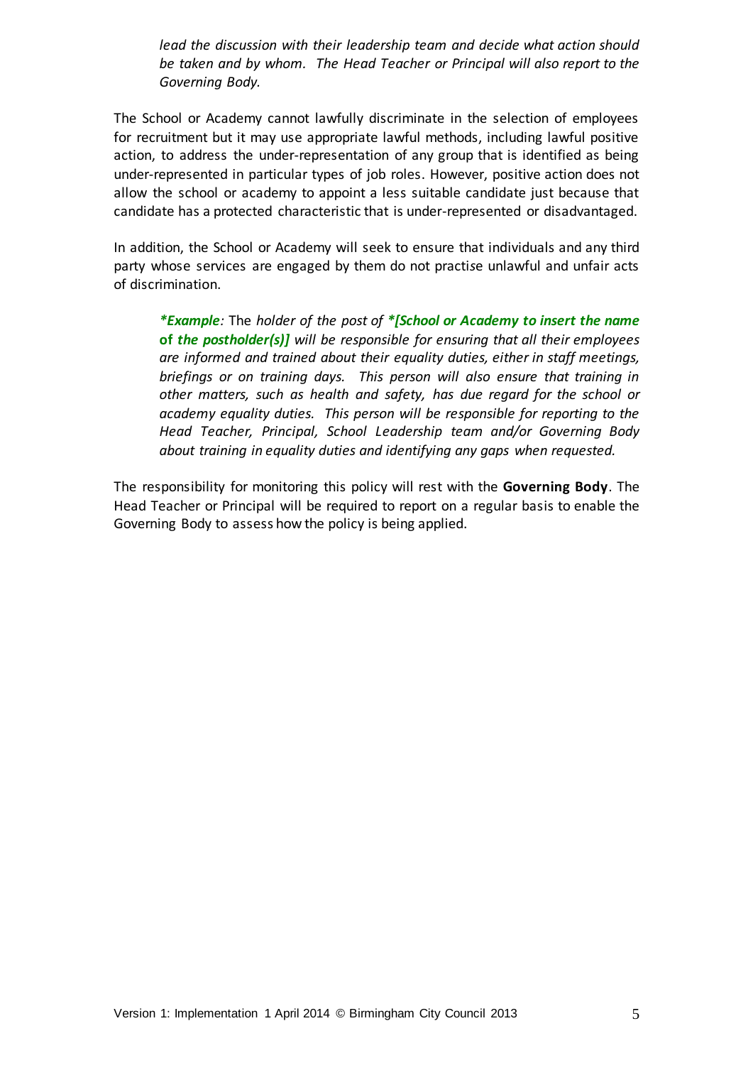*lead the discussion with their leadership team and decide what action should be taken and by whom. The Head Teacher or Principal will also report to the Governing Body.*

The School or Academy cannot lawfully discriminate in the selection of employees for recruitment but it may use appropriate lawful methods, including lawful positive action, to address the under-representation of any group that is identified as being under-represented in particular types of job roles. However, positive action does not allow the school or academy to appoint a less suitable candidate just because that candidate has a protected characteristic that is under-represented or disadvantaged.

In addition, the School or Academy will seek to ensure that individuals and any third party whose services are engaged by them do not practise unlawful and unfair acts of discrimination.

> ***Example**:* The *holder of the post of **\*[School or Academy to insert the name of the postholder(s)]** will be responsible for ensuring that all their employees are informed and trained about their equality duties, either in staff meetings, briefings or on training days. This person will also ensure that training in other matters, such as health and safety, has due regard for the school or academy equality duties. This person will be responsible for reporting to the Head Teacher, Principal, School Leadership team and/or Governing Body about training in equality duties and identifying any gaps when requested.*

The responsibility for monitoring this policy will rest with the **Governing Body**. The Head Teacher or Principal will be required to report on a regular basis to enable the Governing Body to assess how the policy is being applied.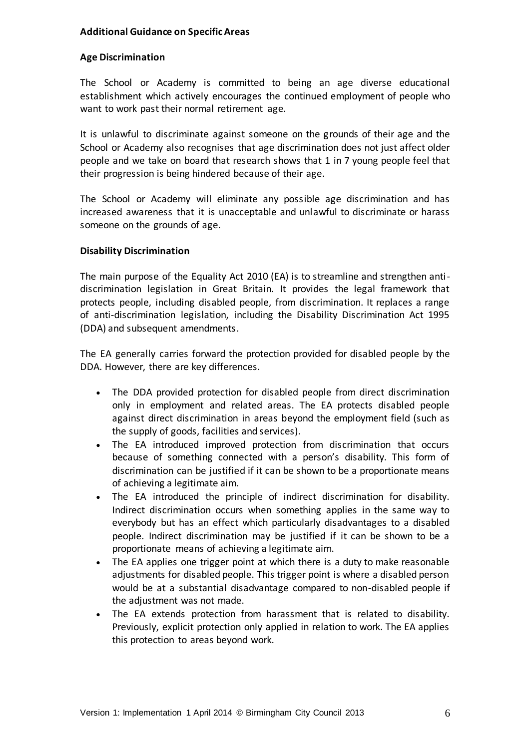**Additional Guidance on Specific Areas**

**Age Discrimination**

The School or Academy is committed to being an age diverse educational establishment which actively encourages the continued employment of people who want to work past their normal retirement age.

It is unlawful to discriminate against someone on the grounds of their age and the School or Academy also recognises that age discrimination does not just affect older people and we take on board that research shows that 1 in 7 young people feel that their progression is being hindered because of their age.

The School or Academy will eliminate any possible age discrimination and has increased awareness that it is unacceptable and unlawful to discriminate or harass someone on the grounds of age.

**Disability Discrimination**

The main purpose of the Equality Act 2010 (EA) is to streamline and strengthen anti-discrimination legislation in Great Britain. It provides the legal framework that protects people, including disabled people, from discrimination. It replaces a range of anti-discrimination legislation, including the Disability Discrimination Act 1995 (DDA) and subsequent amendments.

The EA generally carries forward the protection provided for disabled people by the DDA. However, there are key differences.

- The DDA provided protection for disabled people from direct discrimination only in employment and related areas. The EA protects disabled people against direct discrimination in areas beyond the employment field (such as the supply of goods, facilities and services).
- The EA introduced improved protection from discrimination that occurs because of something connected with a person's disability. This form of discrimination can be justified if it can be shown to be a proportionate means of achieving a legitimate aim.
- The EA introduced the principle of indirect discrimination for disability. Indirect discrimination occurs when something applies in the same way to everybody but has an effect which particularly disadvantages to a disabled people. Indirect discrimination may be justified if it can be shown to be a proportionate means of achieving a legitimate aim.
- The EA applies one trigger point at which there is a duty to make reasonable adjustments for disabled people. This trigger point is where a disabled person would be at a substantial disadvantage compared to non-disabled people if the adjustment was not made.
- The EA extends protection from harassment that is related to disability. Previously, explicit protection only applied in relation to work. The EA applies this protection to areas beyond work.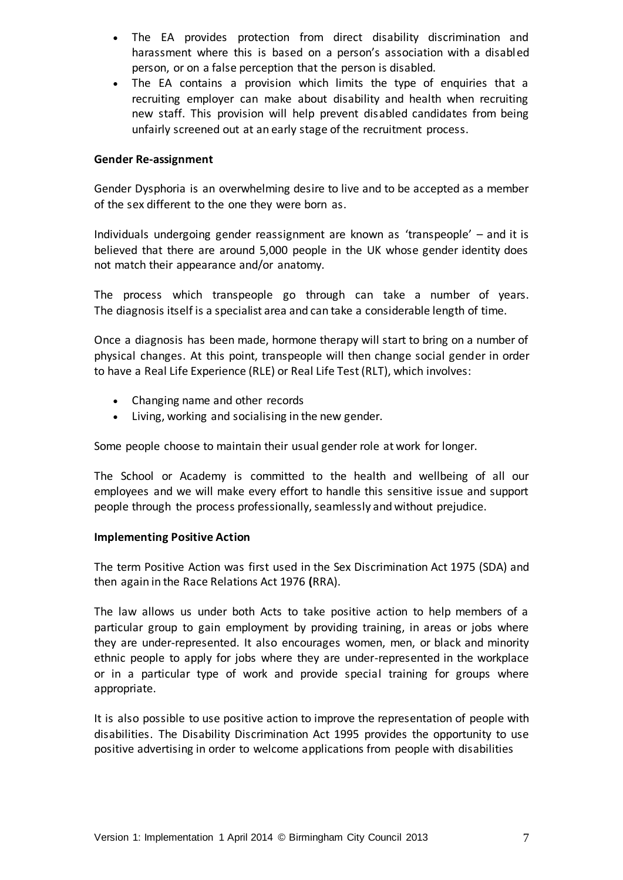- The EA provides protection from direct disability discrimination and harassment where this is based on a person's association with a disabled person, or on a false perception that the person is disabled.
- The EA contains a provision which limits the type of enquiries that a recruiting employer can make about disability and health when recruiting new staff. This provision will help prevent disabled candidates from being unfairly screened out at an early stage of the recruitment process.

**Gender Re-assignment**

Gender Dysphoria is an overwhelming desire to live and to be accepted as a member of the sex different to the one they were born as.

Individuals undergoing gender reassignment are known as 'transpeople' – and it is believed that there are around 5,000 people in the UK whose gender identity does not match their appearance and/or anatomy.

The process which transpeople go through can take a number of years. The diagnosis itself is a specialist area and can take a considerable length of time.

Once a diagnosis has been made, hormone therapy will start to bring on a number of physical changes. At this point, transpeople will then change social gender in order to have a Real Life Experience (RLE) or Real Life Test (RLT), which involves:

- Changing name and other records
- Living, working and socialising in the new gender.

Some people choose to maintain their usual gender role at work for longer.

The School or Academy is committed to the health and wellbeing of all our employees and we will make every effort to handle this sensitive issue and support people through the process professionally, seamlessly and without prejudice.

**Implementing Positive Action**

The term Positive Action was first used in the Sex Discrimination Act 1975 (SDA) and then again in the Race Relations Act 1976 **(**RRA).

The law allows us under both Acts to take positive action to help members of a particular group to gain employment by providing training, in areas or jobs where they are under-represented. It also encourages women, men, or black and minority ethnic people to apply for jobs where they are under-represented in the workplace or in a particular type of work and provide special training for groups where appropriate.

It is also possible to use positive action to improve the representation of people with disabilities. The Disability Discrimination Act 1995 provides the opportunity to use positive advertising in order to welcome applications from people with disabilities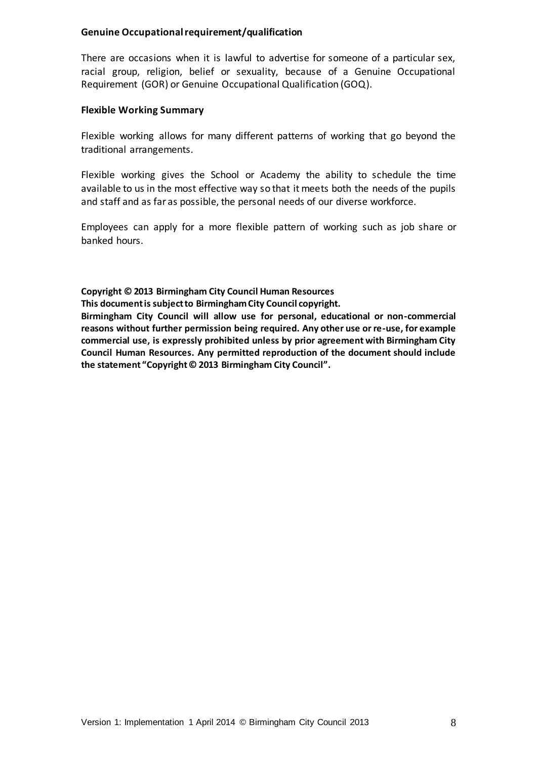**Genuine Occupational requirement/qualification**

There are occasions when it is lawful to advertise for someone of a particular sex, racial group, religion, belief or sexuality, because of a Genuine Occupational Requirement (GOR) or Genuine Occupational Qualification (GOQ).

**Flexible Working Summary**

Flexible working allows for many different patterns of working that go beyond the traditional arrangements.

Flexible working gives the School or Academy the ability to schedule the time available to us in the most effective way so that it meets both the needs of the pupils and staff and as far as possible, the personal needs of our diverse workforce.

Employees can apply for a more flexible pattern of working such as job share or banked hours.

**Copyright © 2013 Birmingham City Council Human Resources**
**This document is subject to Birmingham City Council copyright.**
**Birmingham City Council will allow use for personal, educational or non-commercial reasons without further permission being required. Any other use or re-use, for example commercial use, is expressly prohibited unless by prior agreement with Birmingham City Council Human Resources. Any permitted reproduction of the document should include the statement "Copyright © 2013 Birmingham City Council".**